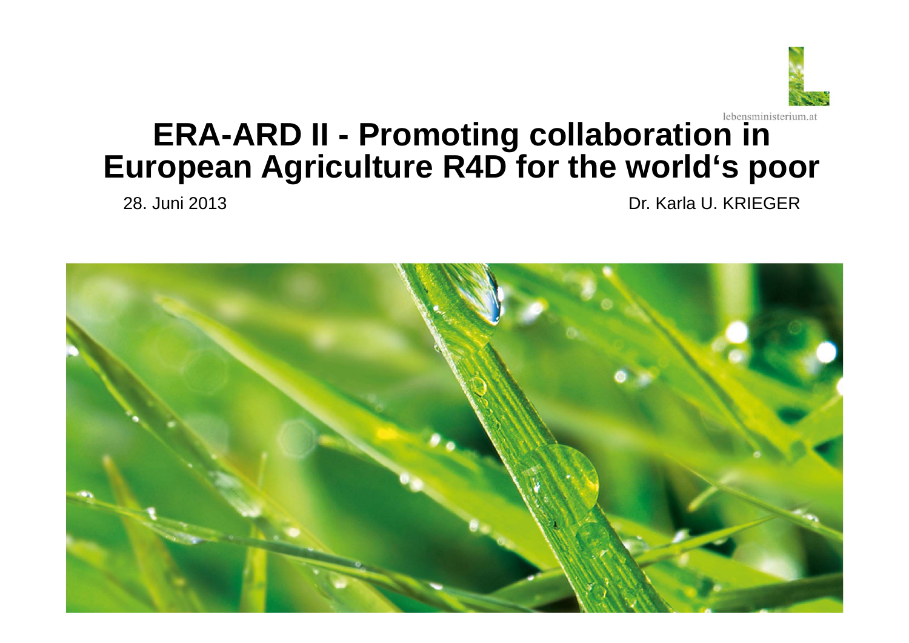lebensministerium.at

# ERA-ARD II - Promoting collaboration in European Agriculture R4D for the world‘s poor

28. Juni 2013

Dr. Karla U. KRIEGER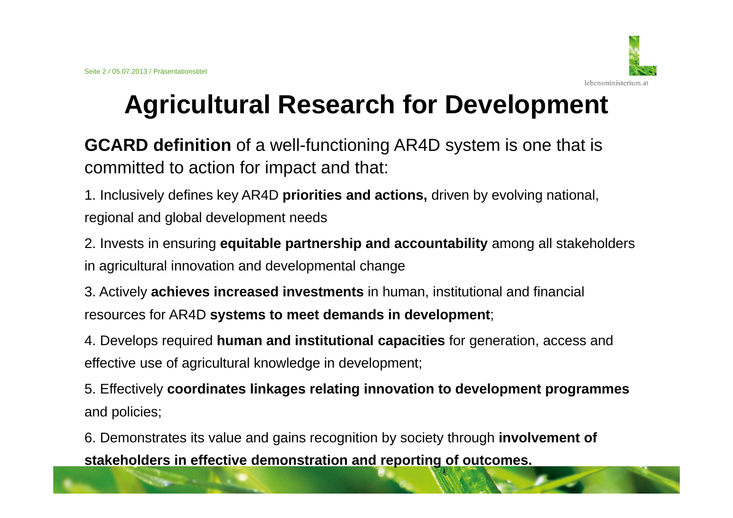# Agricultural Research for Development

**GCARD definition** of a well-functioning AR4D system is one that is committed to action for impact and that:

1. Inclusively defines key AR4D **priorities and actions,** driven by evolving national, regional and global development needs
2. Invests in ensuring **equitable partnership and accountability** among all stakeholders in agricultural innovation and developmental change
3. Actively **achieves increased investments** in human, institutional and financial resources for AR4D **systems to meet demands in development**;
4. Develops required **human and institutional capacities** for generation, access and effective use of agricultural knowledge in development;
5. Effectively **coordinates linkages relating innovation to development programmes** and policies;
6. Demonstrates its value and gains recognition by society through **involvement of stakeholders in effective demonstration and reporting of outcomes.**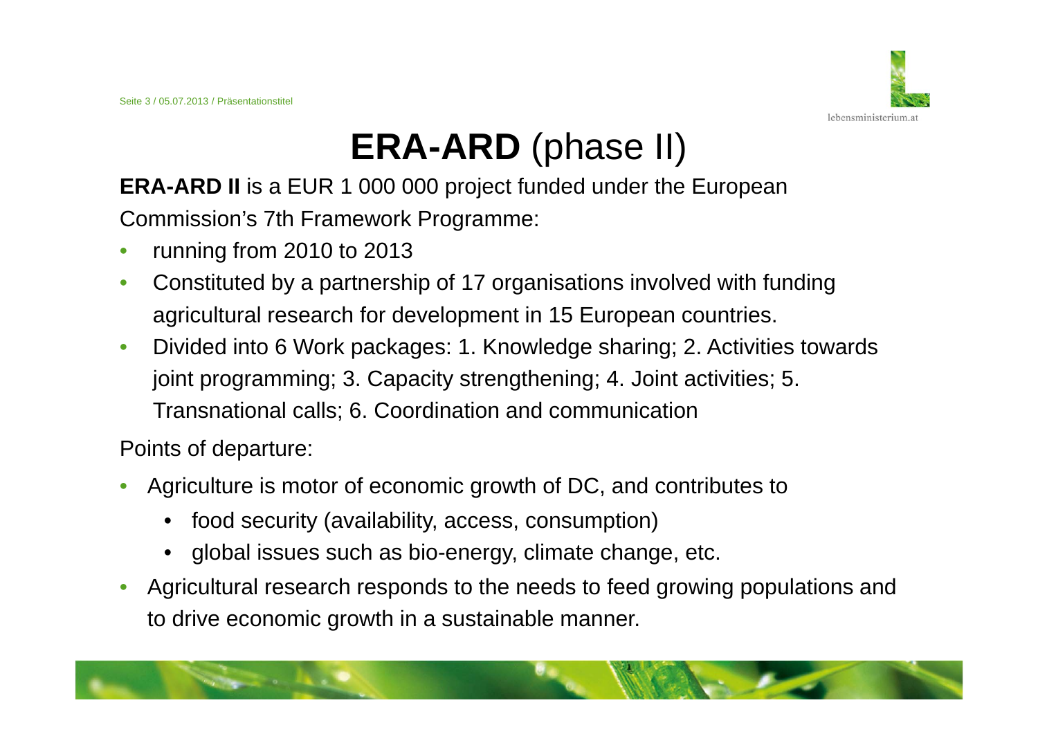# **ERA-ARD** (phase II)

**ERA-ARD II** is a EUR 1 000 000 project funded under the European Commission's 7th Framework Programme:

- running from 2010 to 2013
- Constituted by a partnership of 17 organisations involved with funding agricultural research for development in 15 European countries.
- Divided into 6 Work packages: 1. Knowledge sharing; 2. Activities towards joint programming; 3. Capacity strengthening; 4. Joint activities; 5. Transnational calls; 6. Coordination and communication

Points of departure:

- Agriculture is motor of economic growth of DC, and contributes to
  - food security (availability, access, consumption)
  - global issues such as bio-energy, climate change, etc.
- Agricultural research responds to the needs to feed growing populations and to drive economic growth in a sustainable manner.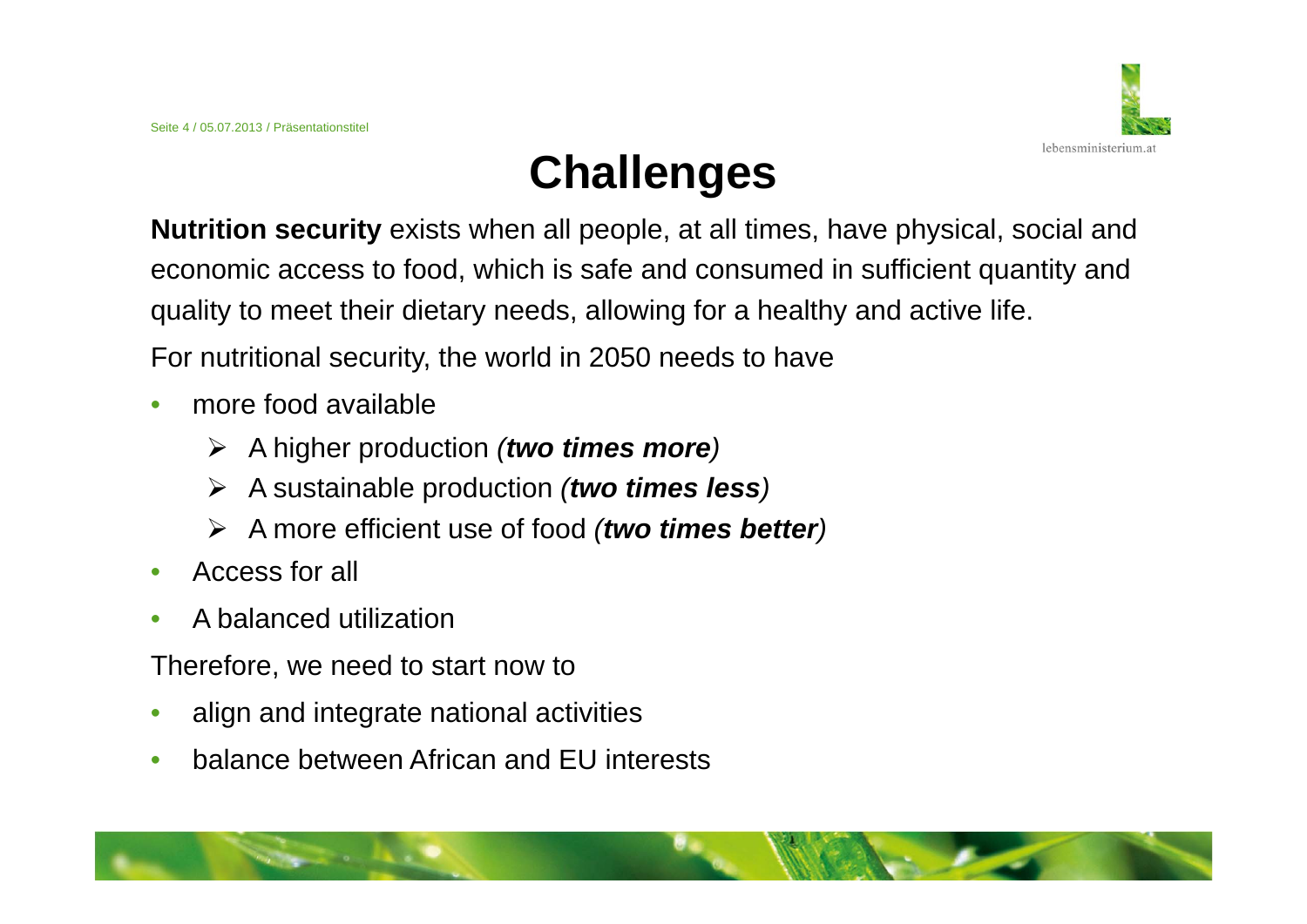# Challenges

**Nutrition security** exists when all people, at all times, have physical, social and economic access to food, which is safe and consumed in sufficient quantity and quality to meet their dietary needs, allowing for a healthy and active life.

For nutritional security, the world in 2050 needs to have

- more food available
  - A higher production *(**two times more**)*
  - A sustainable production *(**two times less**)*
  - A more efficient use of food *(**two times better**)*
- Access for all
- A balanced utilization

Therefore, we need to start now to

- align and integrate national activities
- balance between African and EU interests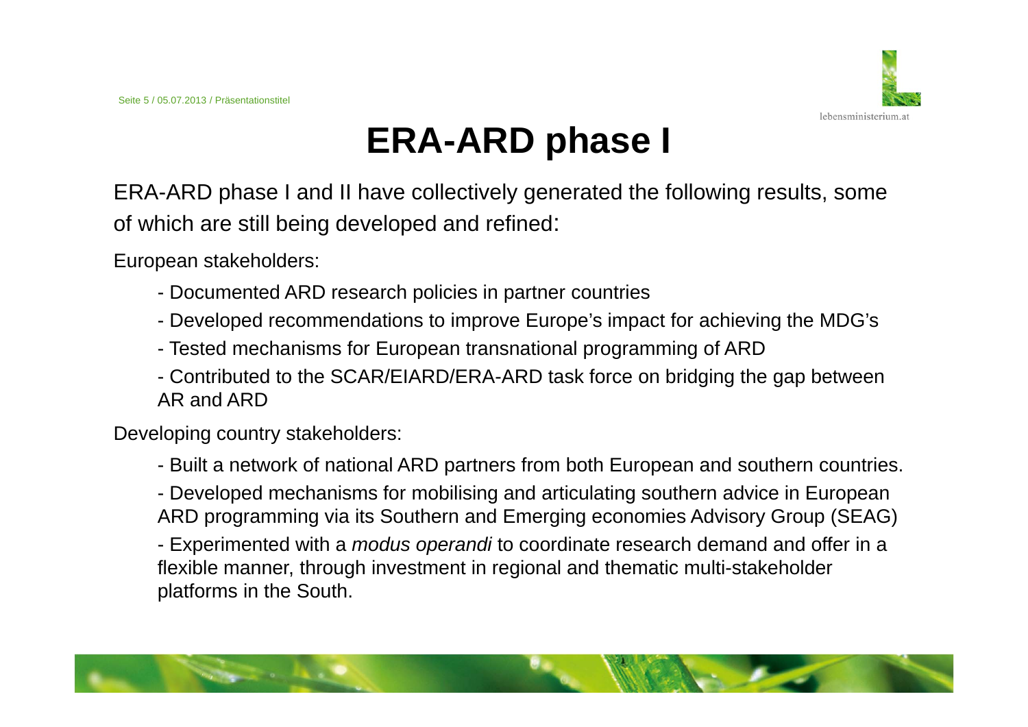# ERA-ARD phase I

ERA-ARD phase I and II have collectively generated the following results, some of which are still being developed and refined:

European stakeholders:

- Documented ARD research policies in partner countries
- Developed recommendations to improve Europe's impact for achieving the MDG's
- Tested mechanisms for European transnational programming of ARD
- Contributed to the SCAR/EIARD/ERA-ARD task force on bridging the gap between AR and ARD

Developing country stakeholders:

- Built a network of national ARD partners from both European and southern countries.
- Developed mechanisms for mobilising and articulating southern advice in European ARD programming via its Southern and Emerging economies Advisory Group (SEAG)
- Experimented with a *modus operandi* to coordinate research demand and offer in a flexible manner, through investment in regional and thematic multi-stakeholder platforms in the South.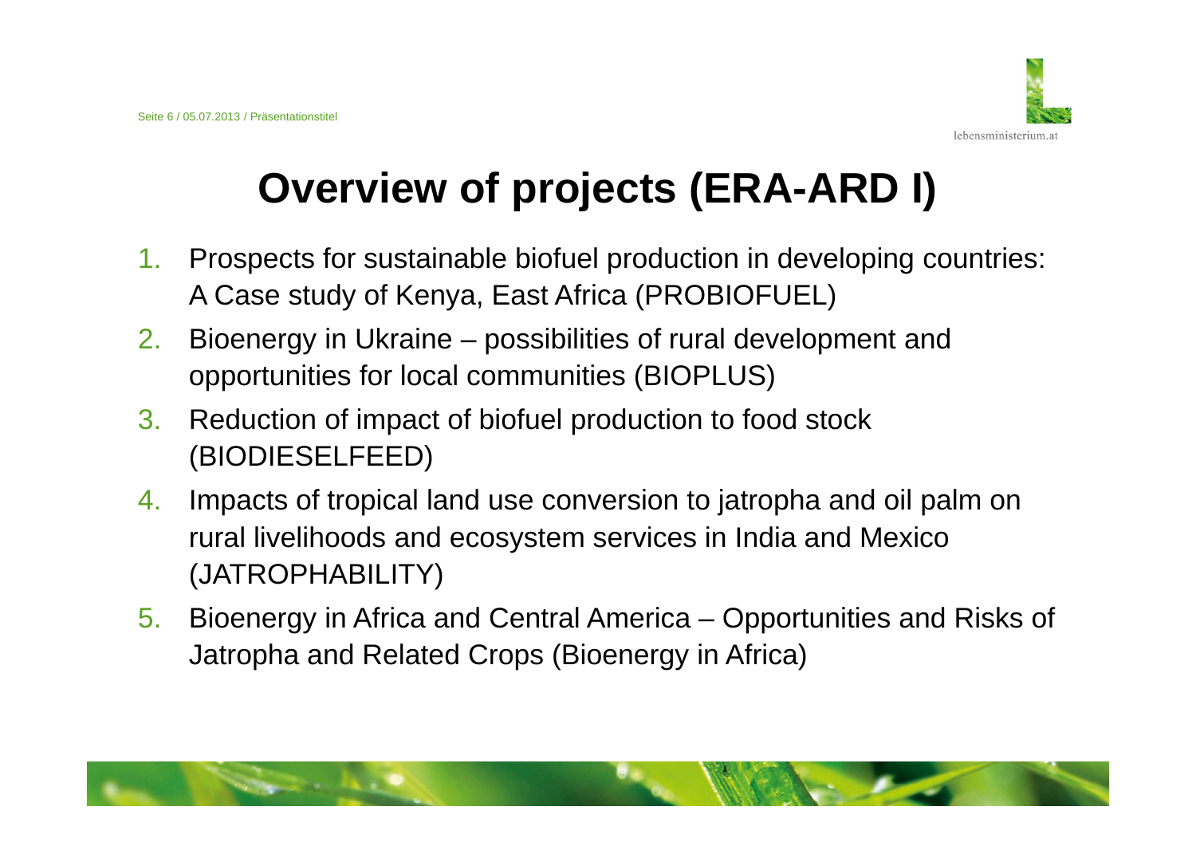# Overview of projects (ERA-ARD I)

1. Prospects for sustainable biofuel production in developing countries: A Case study of Kenya, East Africa (PROBIOFUEL)
2. Bioenergy in Ukraine – possibilities of rural development and opportunities for local communities (BIOPLUS)
3. Reduction of impact of biofuel production to food stock (BIODIESELFEED)
4. Impacts of tropical land use conversion to jatropha and oil palm on rural livelihoods and ecosystem services in India and Mexico (JATROPHABILITY)
5. Bioenergy in Africa and Central America – Opportunities and Risks of Jatropha and Related Crops (Bioenergy in Africa)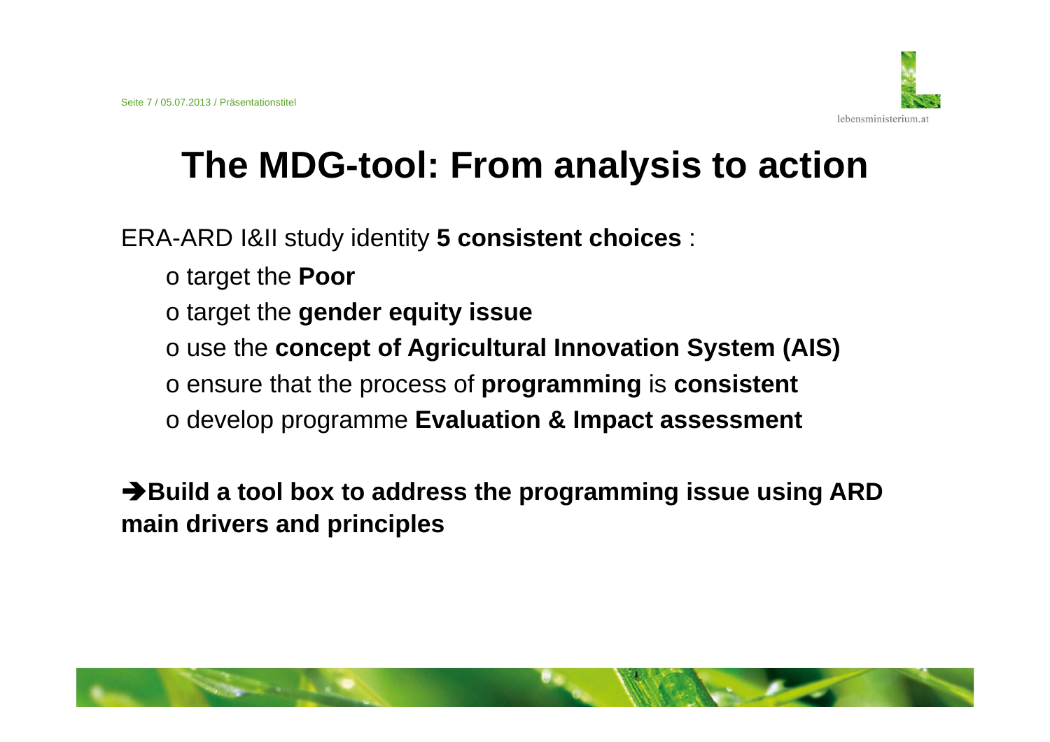# The MDG-tool: From analysis to action

ERA-ARD I&II study identity **5 consistent choices** :

- target the **Poor**
- target the **gender equity issue**
- use the **concept of Agricultural Innovation System (AIS)**
- ensure that the process of **programming** is **consistent**
- develop programme **Evaluation & Impact assessment**

**➔Build a tool box to address the programming issue using ARD main drivers and principles**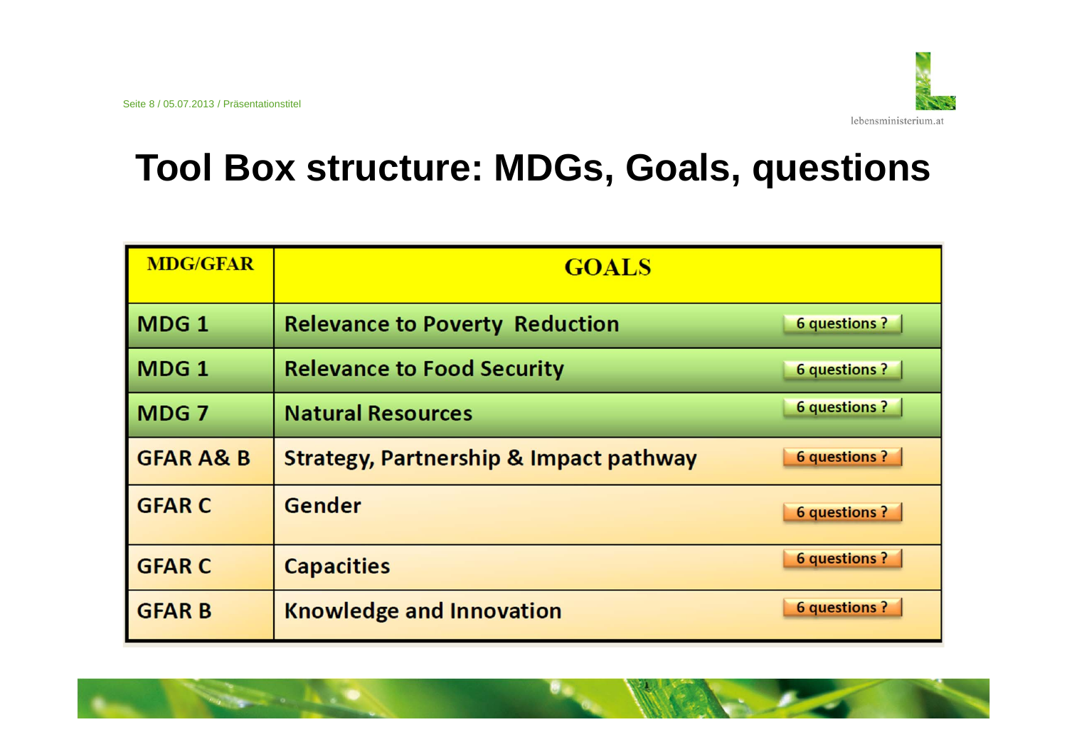# Tool Box structure: MDGs, Goals, questions

| MDG/GFAR | GOALS | |
|---|---|---|
| MDG 1 | Relevance to Poverty Reduction | 6 questions ? |
| MDG 1 | Relevance to Food Security | 6 questions ? |
| MDG 7 | Natural Resources | 6 questions ? |
| GFAR A& B | Strategy, Partnership & Impact pathway | 6 questions ? |
| GFAR C | Gender | 6 questions ? |
| GFAR C | Capacities | 6 questions ? |
| GFAR B | Knowledge and Innovation | 6 questions ? |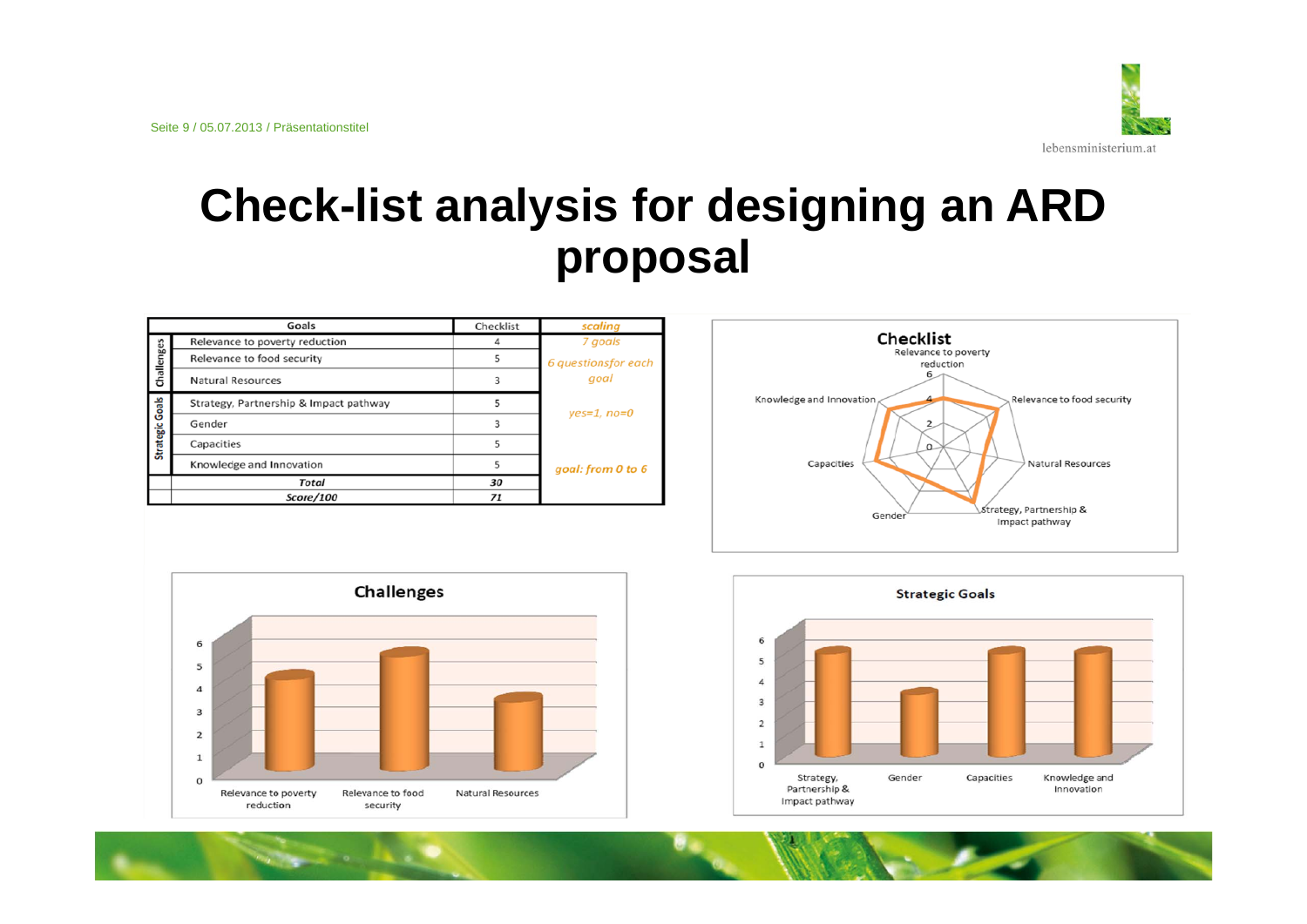# Check-list analysis for designing an ARD proposal

| | Goals | Checklist | scaling |
|---|---|---|---|
| Challenges | Relevance to poverty reduction | 4 | 7 goals |
| | Relevance to food security | 5 | 6 questionsfor each goal |
| | Natural Resources | 3 | |
| Strategic Goals | Strategy, Partnership & Impact pathway | 5 | yes=1, no=0 |
| | Gender | 3 | |
| | Capacities | 5 | |
| | Knowledge and Innovation | 5 | goal: from 0 to 6 |
| | *Total* | *30* | |
| | *Score/100* | *71* | |

**Checklist**

Relevance to poverty reduction; Relevance to food security; Natural Resources; Strategy, Partnership & Impact pathway; Gender; Capacities; Knowledge and Innovation

**Challenges**

Relevance to poverty reduction; Relevance to food security; Natural Resources

**Strategic Goals**

Strategy, Partnership & Impact pathway; Gender; Capacities; Knowledge and Innovation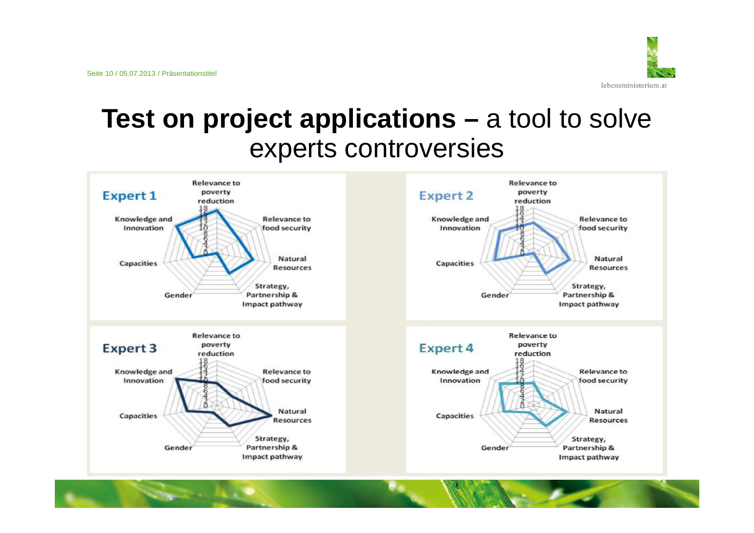# **Test on project applications –** a tool to solve experts controversies

**Expert 1**

Relevance to poverty reduction; Relevance to food security; Natural Resources; Strategy, Partnership & Impact pathway; Gender; Capacities; Knowledge and Innovation

**Expert 2**

Relevance to poverty reduction; Relevance to food security; Natural Resources; Strategy, Partnership & Impact pathway; Gender; Capacities; Knowledge and Innovation

**Expert 3**

Relevance to poverty reduction; Relevance to food security; Natural Resources; Strategy, Partnership & Impact pathway; Gender; Capacities; Knowledge and Innovation

**Expert 4**

Relevance to poverty reduction; Relevance to food security; Natural Resources; Strategy, Partnership & Impact pathway; Gender; Capacities; Knowledge and Innovation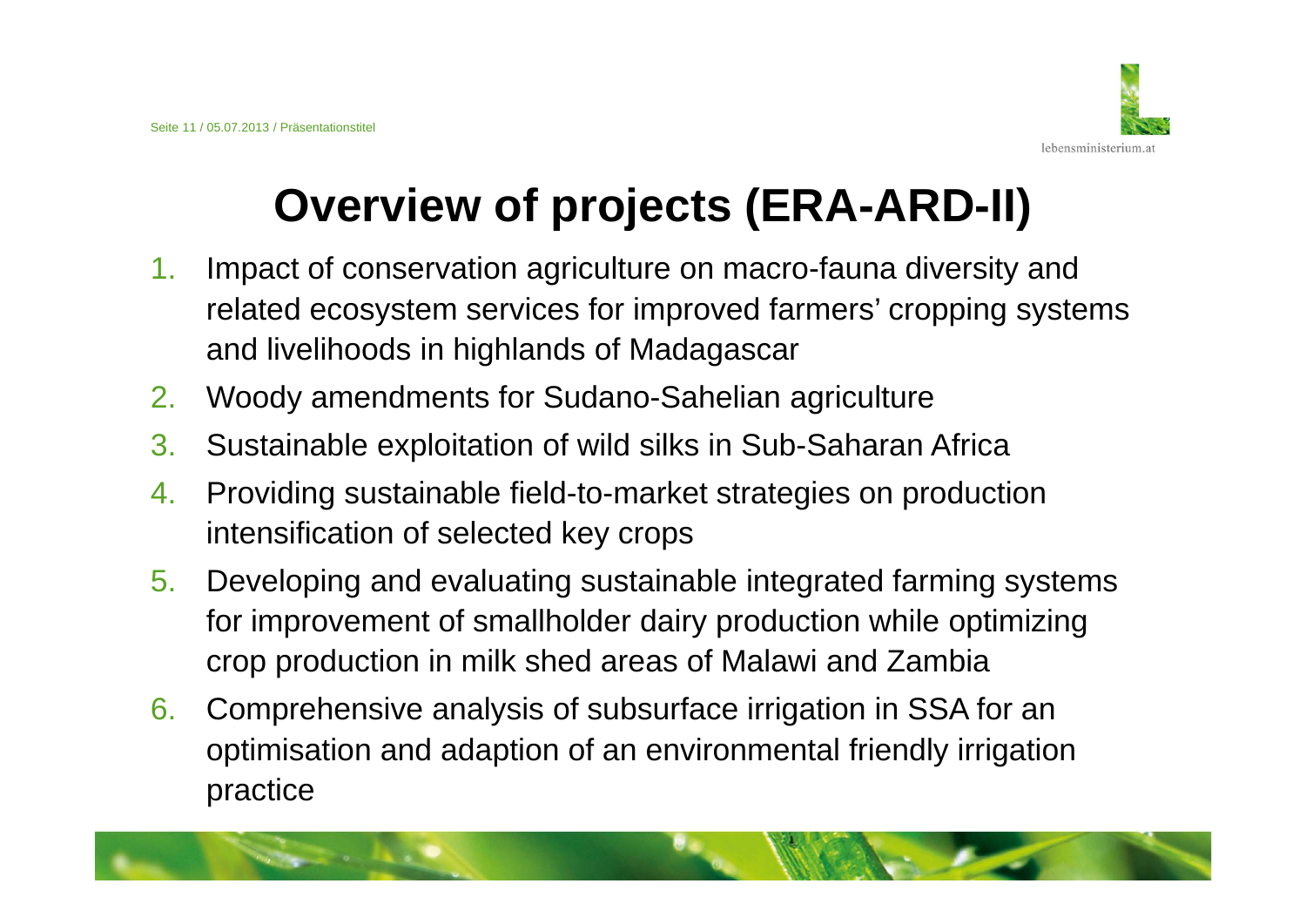# Overview of projects (ERA-ARD-II)

1. Impact of conservation agriculture on macro-fauna diversity and related ecosystem services for improved farmers' cropping systems and livelihoods in highlands of Madagascar
2. Woody amendments for Sudano-Sahelian agriculture
3. Sustainable exploitation of wild silks in Sub-Saharan Africa
4. Providing sustainable field-to-market strategies on production intensification of selected key crops
5. Developing and evaluating sustainable integrated farming systems for improvement of smallholder dairy production while optimizing crop production in milk shed areas of Malawi and Zambia
6. Comprehensive analysis of subsurface irrigation in SSA for an optimisation and adaption of an environmental friendly irrigation practice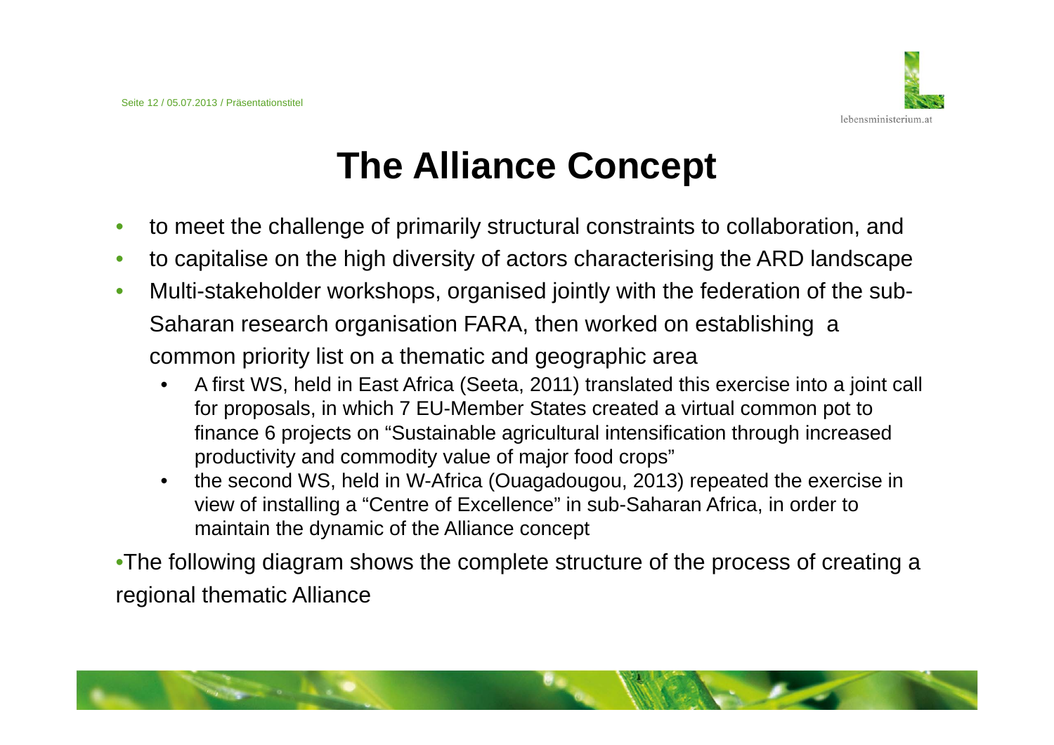# The Alliance Concept

- to meet the challenge of primarily structural constraints to collaboration, and
- to capitalise on the high diversity of actors characterising the ARD landscape
- Multi-stakeholder workshops, organised jointly with the federation of the sub-Saharan research organisation FARA, then worked on establishing a common priority list on a thematic and geographic area
  - A first WS, held in East Africa (Seeta, 2011) translated this exercise into a joint call for proposals, in which 7 EU-Member States created a virtual common pot to finance 6 projects on "Sustainable agricultural intensification through increased productivity and commodity value of major food crops"
  - the second WS, held in W-Africa (Ouagadougou, 2013) repeated the exercise in view of installing a "Centre of Excellence" in sub-Saharan Africa, in order to maintain the dynamic of the Alliance concept

- The following diagram shows the complete structure of the process of creating a regional thematic Alliance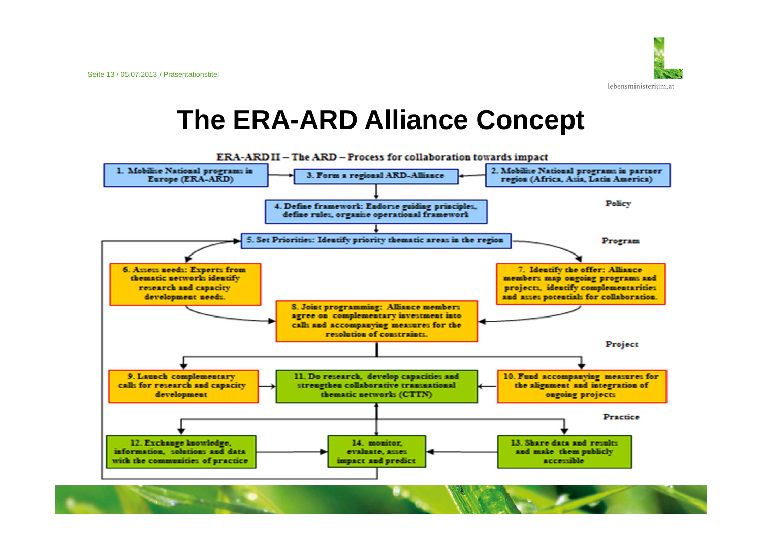# The ERA-ARD Alliance Concept

ERA-ARD II – The ARD – Process for collaboration towards impact

1. Mobilise National programs in Europe (ERA-ARD)

2. Mobilise National programs in partner region (Africa, Asia, Latin America)

3. Form a regional ARD-Alliance

**Policy**

4. Define framework: Endorse guiding principles, define rules, organise operational framework

**Program**

5. Set Priorities: Identify priority thematic areas in the region

6. Assess needs: Experts from thematic networks identify research and capacity development needs.

7. Identify the offer: Alliance members map ongoing programs and projects, identify complementarities and asses potentials for collaboration.

8. Joint programming: Alliance members agree on complementary investment into calls and accompanying measures for the resolution of constraints.

**Project**

9. Launch complementary calls for research and capacity development

10. Fund accompanying measures for the alignment and integration of ongoing projects

11. Do research, develop capacities and strengthen collaborative transnational thematic networks (CTTN)

**Practice**

12. Exchange knowledge, information, solutions and data with the communities of practice

13. Share data and results and make them publicly accessible

14. monitor, evaluate, asses impact and predict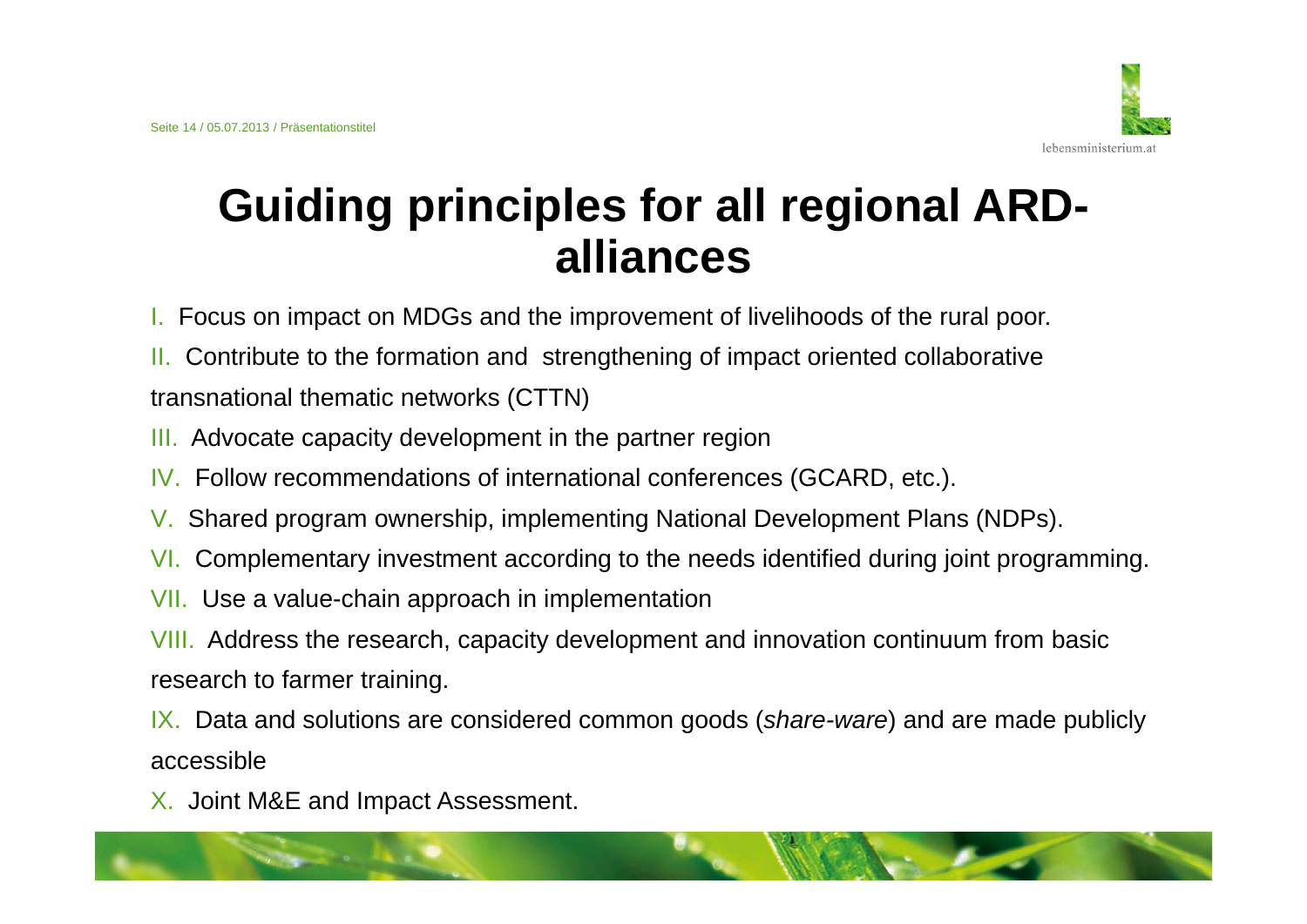# Guiding principles for all regional ARD-alliances

I. Focus on impact on MDGs and the improvement of livelihoods of the rural poor.

II. Contribute to the formation and strengthening of impact oriented collaborative transnational thematic networks (CTTN)

III. Advocate capacity development in the partner region

IV. Follow recommendations of international conferences (GCARD, etc.).

V. Shared program ownership, implementing National Development Plans (NDPs).

VI. Complementary investment according to the needs identified during joint programming.

VII. Use a value-chain approach in implementation

VIII. Address the research, capacity development and innovation continuum from basic research to farmer training.

IX. Data and solutions are considered common goods (*share-ware*) and are made publicly accessible

X. Joint M&E and Impact Assessment.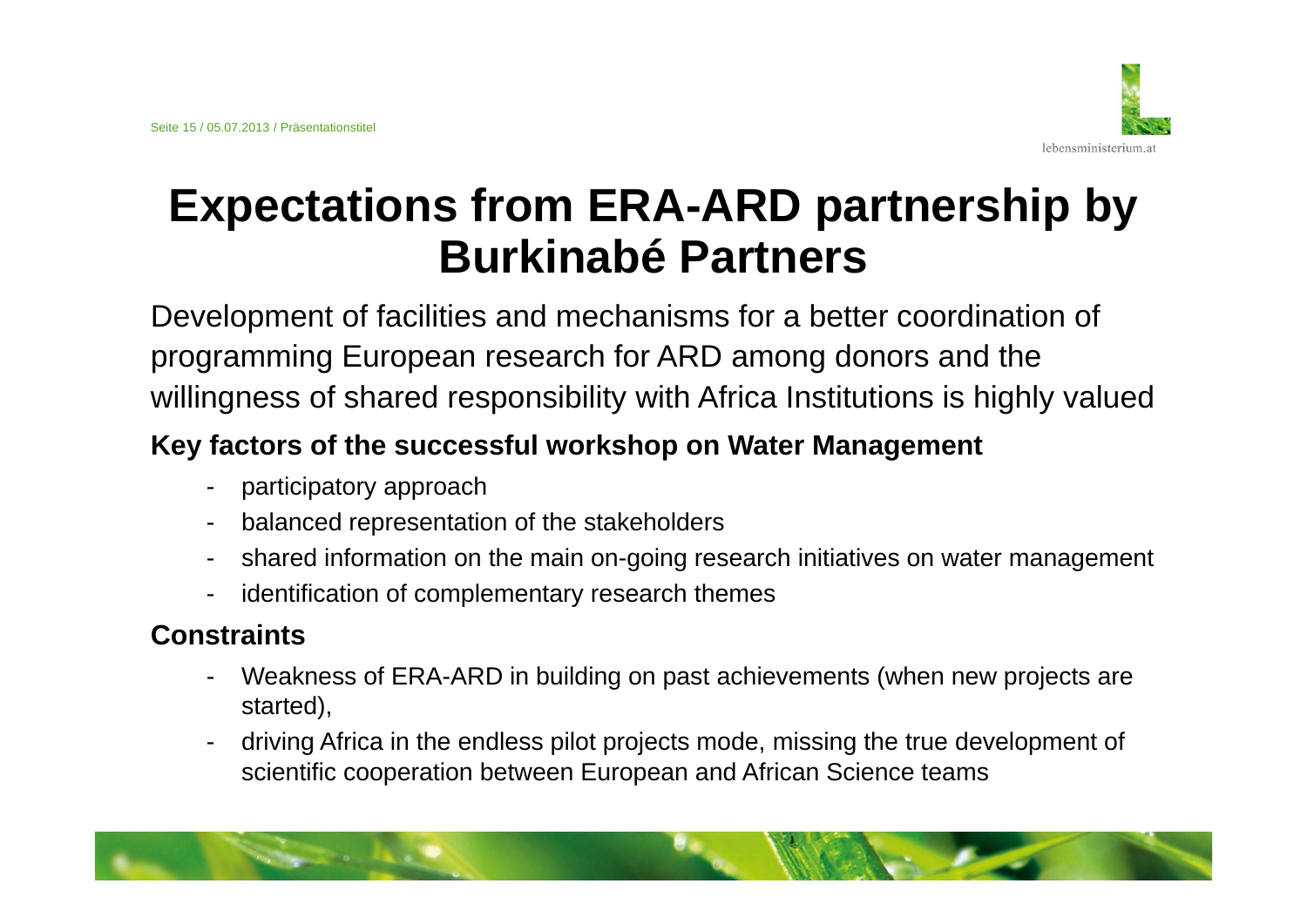# Expectations from ERA-ARD partnership by Burkinabé Partners

Development of facilities and mechanisms for a better coordination of programming European research for ARD among donors and the willingness of shared responsibility with Africa Institutions is highly valued

**Key factors of the successful workshop on Water Management**

- participatory approach
- balanced representation of the stakeholders
- shared information on the main on-going research initiatives on water management
- identification of complementary research themes

**Constraints**

- Weakness of ERA-ARD in building on past achievements (when new projects are started),
- driving Africa in the endless pilot projects mode, missing the true development of scientific cooperation between European and African Science teams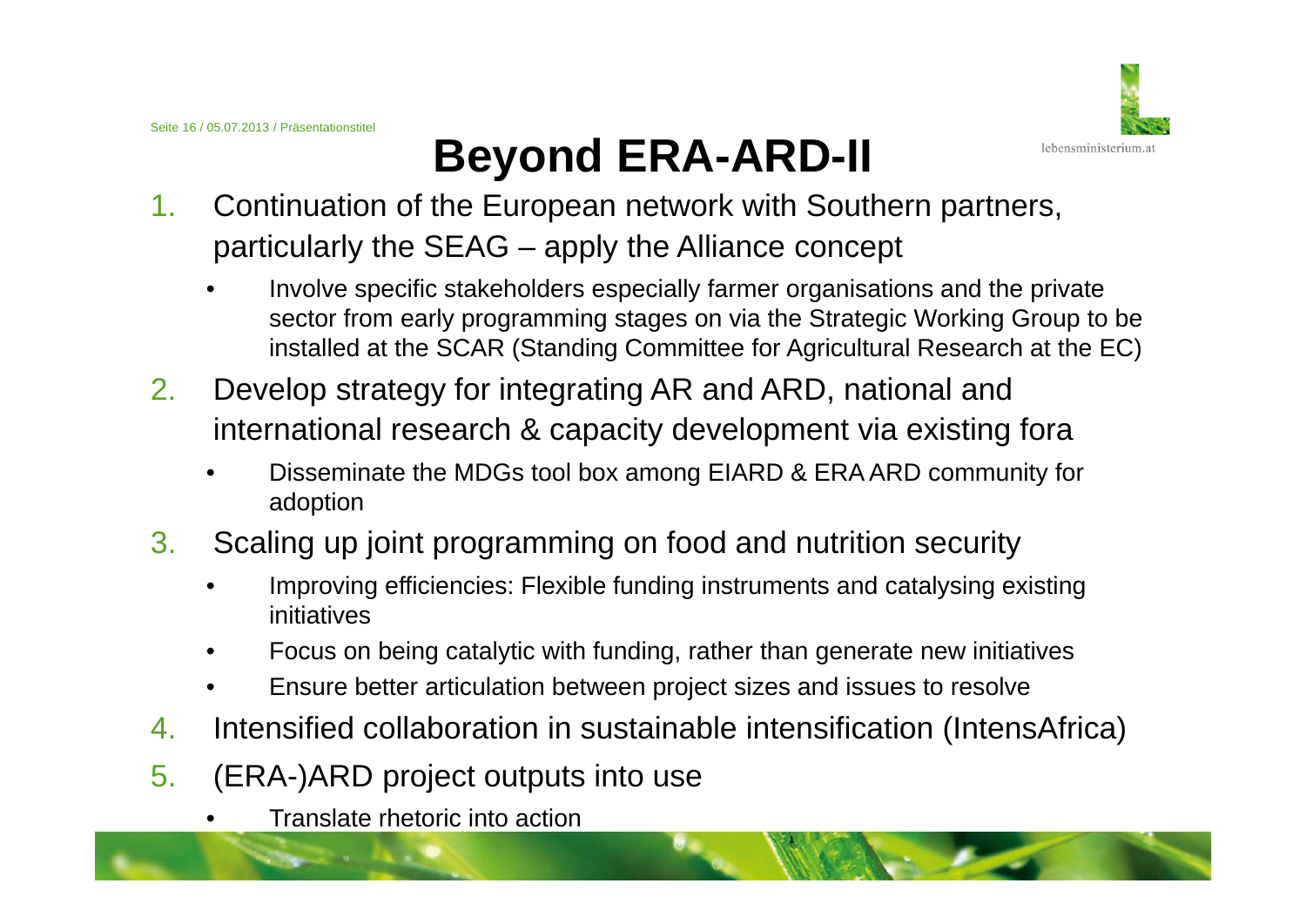# Beyond ERA-ARD-II

1. Continuation of the European network with Southern partners, particularly the SEAG – apply the Alliance concept
   - Involve specific stakeholders especially farmer organisations and the private sector from early programming stages on via the Strategic Working Group to be installed at the SCAR (Standing Committee for Agricultural Research at the EC)
2. Develop strategy for integrating AR and ARD, national and international research & capacity development via existing fora
   - Disseminate the MDGs tool box among EIARD & ERA ARD community for adoption
3. Scaling up joint programming on food and nutrition security
   - Improving efficiencies: Flexible funding instruments and catalysing existing initiatives
   - Focus on being catalytic with funding, rather than generate new initiatives
   - Ensure better articulation between project sizes and issues to resolve
4. Intensified collaboration in sustainable intensification (IntensAfrica)
5. (ERA-)ARD project outputs into use
   - Translate rhetoric into action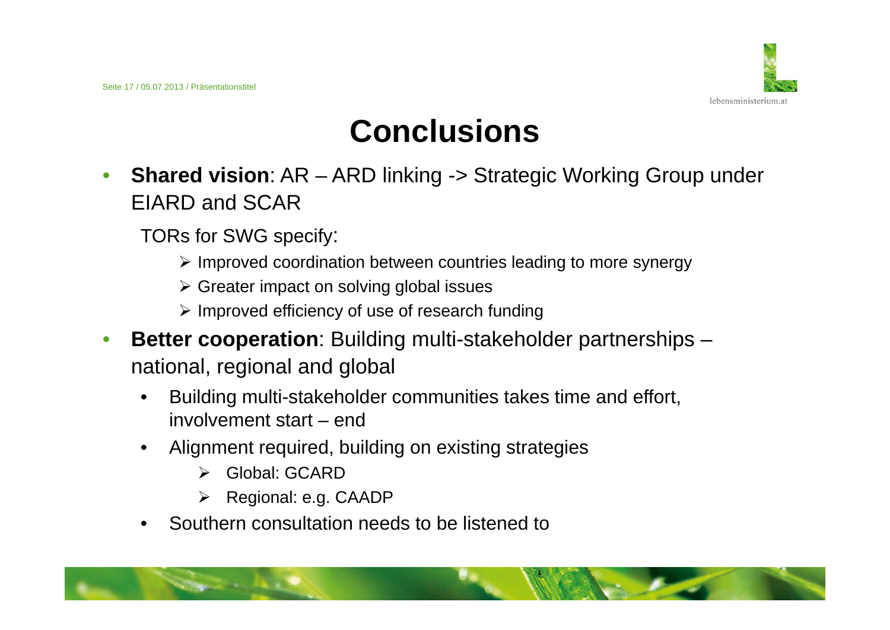# Conclusions

- **Shared vision**: AR – ARD linking -> Strategic Working Group under EIARD and SCAR

  TORs for SWG specify:

  - Improved coordination between countries leading to more synergy
  - Greater impact on solving global issues
  - Improved efficiency of use of research funding

- **Better cooperation**: Building multi-stakeholder partnerships – national, regional and global
  - Building multi-stakeholder communities takes time and effort, involvement start – end
  - Alignment required, building on existing strategies
    - Global: GCARD
    - Regional: e.g. CAADP
  - Southern consultation needs to be listened to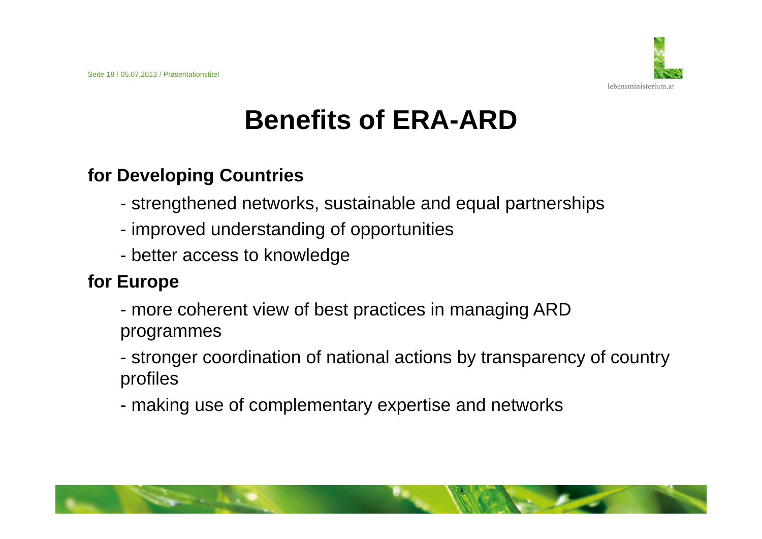# Benefits of ERA-ARD

**for Developing Countries**

- strengthened networks, sustainable and equal partnerships
- improved understanding of opportunities
- better access to knowledge

**for Europe**

- more coherent view of best practices in managing ARD programmes
- stronger coordination of national actions by transparency of country profiles
- making use of complementary expertise and networks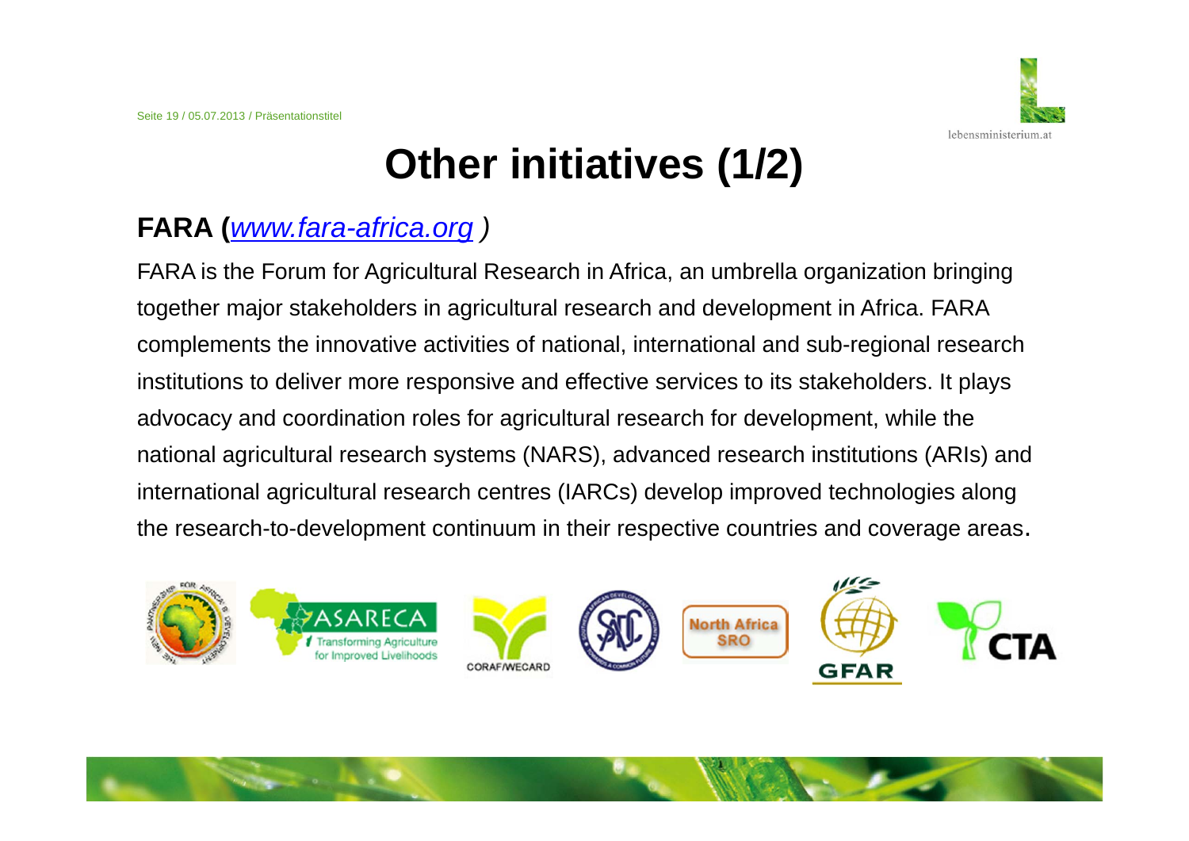# Other initiatives (1/2)

## FARA (*www.fara-africa.org* )

FARA is the Forum for Agricultural Research in Africa, an umbrella organization bringing together major stakeholders in agricultural research and development in Africa. FARA complements the innovative activities of national, international and sub-regional research institutions to deliver more responsive and effective services to its stakeholders. It plays advocacy and coordination roles for agricultural research for development, while the national agricultural research systems (NARS), advanced research institutions (ARIs) and international agricultural research centres (IARCs) develop improved technologies along the research-to-development continuum in their respective countries and coverage areas.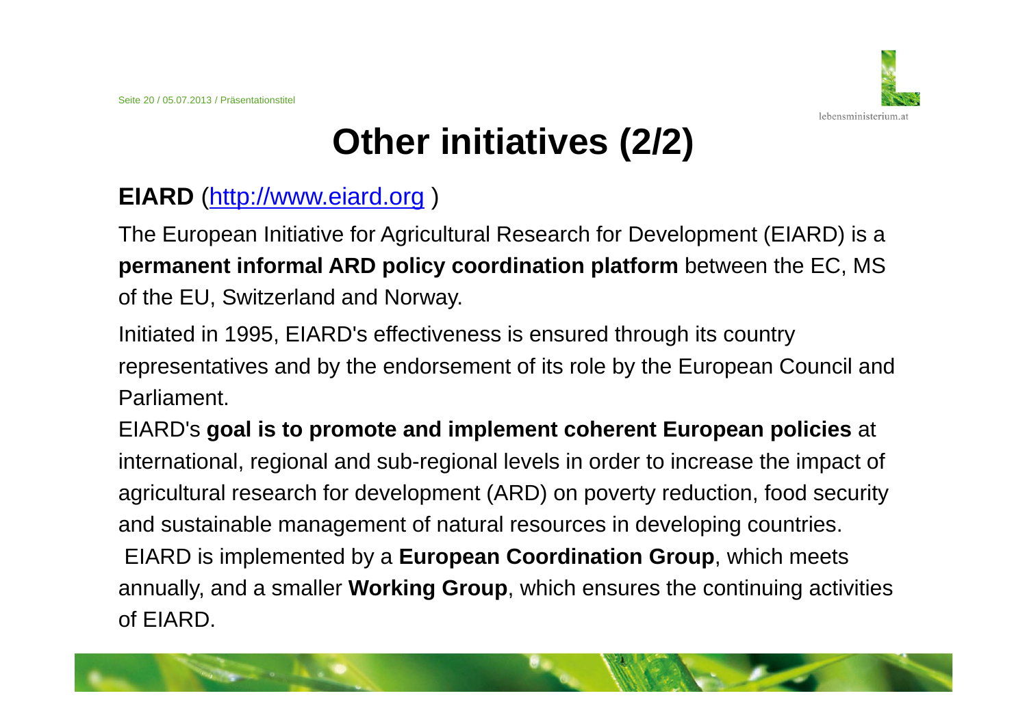# Other initiatives (2/2)

**EIARD** (http://www.eiard.org )

The European Initiative for Agricultural Research for Development (EIARD) is a **permanent informal ARD policy coordination platform** between the EC, MS of the EU, Switzerland and Norway.

Initiated in 1995, EIARD's effectiveness is ensured through its country representatives and by the endorsement of its role by the European Council and Parliament.

EIARD's **goal is to promote and implement coherent European policies** at international, regional and sub-regional levels in order to increase the impact of agricultural research for development (ARD) on poverty reduction, food security and sustainable management of natural resources in developing countries.

EIARD is implemented by a **European Coordination Group**, which meets annually, and a smaller **Working Group**, which ensures the continuing activities of EIARD.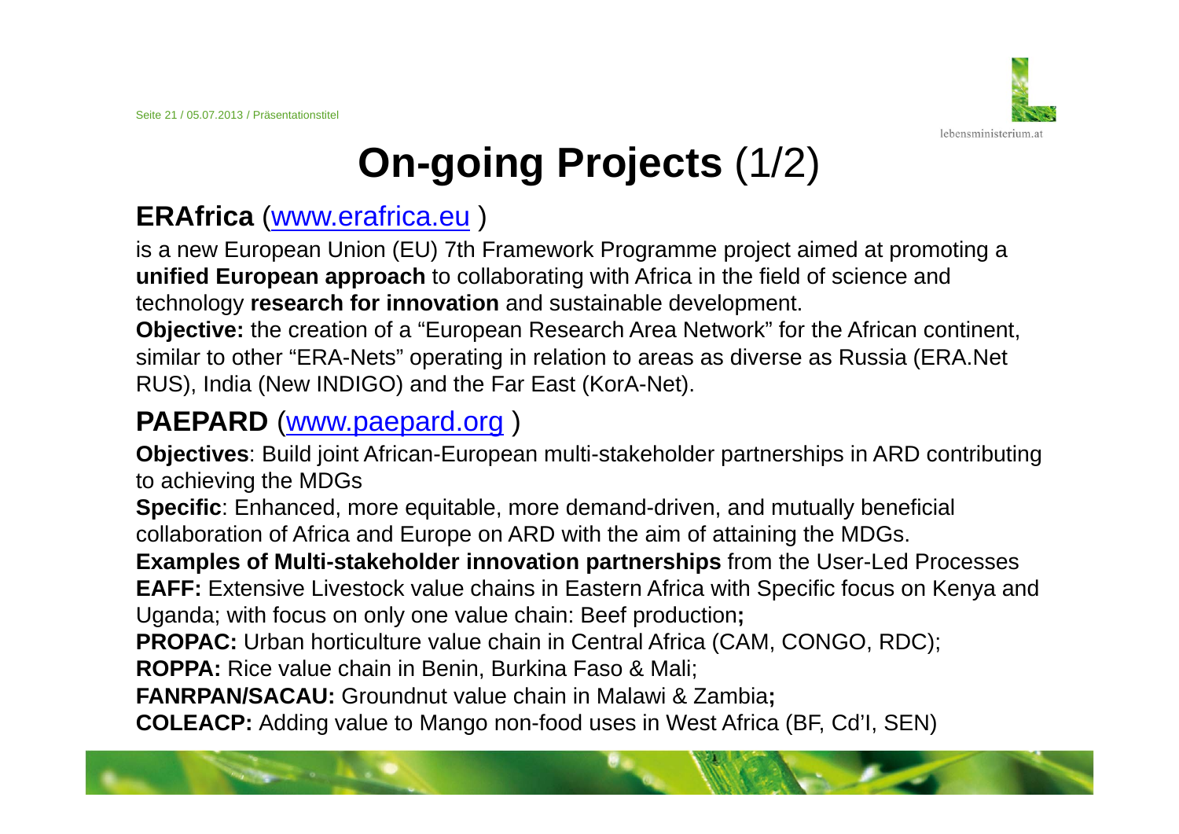# **On-going Projects** (1/2)

## **ERAfrica** (www.erafrica.eu )

is a new European Union (EU) 7th Framework Programme project aimed at promoting a **unified European approach** to collaborating with Africa in the field of science and technology **research for innovation** and sustainable development.

**Objective:** the creation of a "European Research Area Network" for the African continent, similar to other "ERA-Nets" operating in relation to areas as diverse as Russia (ERA.Net RUS), India (New INDIGO) and the Far East (KorA-Net).

## **PAEPARD** (www.paepard.org )

**Objectives**: Build joint African-European multi-stakeholder partnerships in ARD contributing to achieving the MDGs

**Specific**: Enhanced, more equitable, more demand-driven, and mutually beneficial collaboration of Africa and Europe on ARD with the aim of attaining the MDGs.

**Examples of Multi-stakeholder innovation partnerships** from the User-Led Processes

**EAFF:** Extensive Livestock value chains in Eastern Africa with Specific focus on Kenya and Uganda; with focus on only one value chain: Beef production**;**

**PROPAC:** Urban horticulture value chain in Central Africa (CAM, CONGO, RDC);

**ROPPA:** Rice value chain in Benin, Burkina Faso & Mali;

**FANRPAN/SACAU:** Groundnut value chain in Malawi & Zambia**;**

**COLEACP:** Adding value to Mango non-food uses in West Africa (BF, Cd'I, SEN)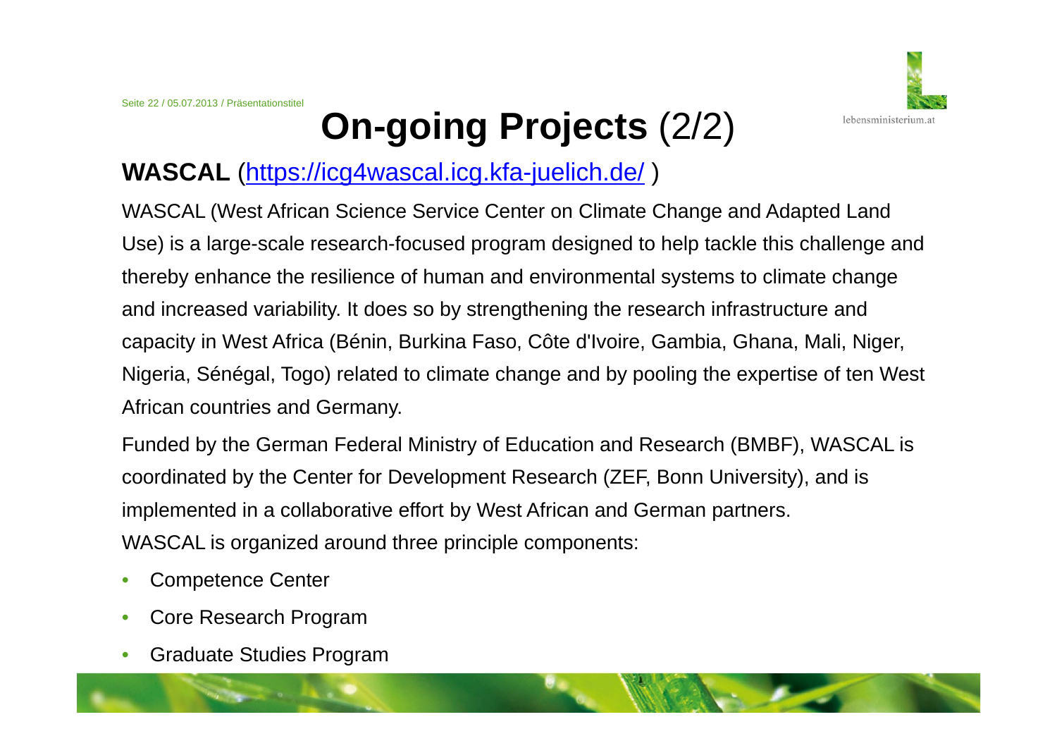# **On-going Projects** (2/2)

**WASCAL** ([https://icg4wascal.icg.kfa-juelich.de/](https://icg4wascal.icg.kfa-juelich.de/) )

WASCAL (West African Science Service Center on Climate Change and Adapted Land Use) is a large-scale research-focused program designed to help tackle this challenge and thereby enhance the resilience of human and environmental systems to climate change and increased variability. It does so by strengthening the research infrastructure and capacity in West Africa (Bénin, Burkina Faso, Côte d'Ivoire, Gambia, Ghana, Mali, Niger, Nigeria, Sénégal, Togo) related to climate change and by pooling the expertise of ten West African countries and Germany.

Funded by the German Federal Ministry of Education and Research (BMBF), WASCAL is coordinated by the Center for Development Research (ZEF, Bonn University), and is implemented in a collaborative effort by West African and German partners.
WASCAL is organized around three principle components:

- Competence Center
- Core Research Program
- Graduate Studies Program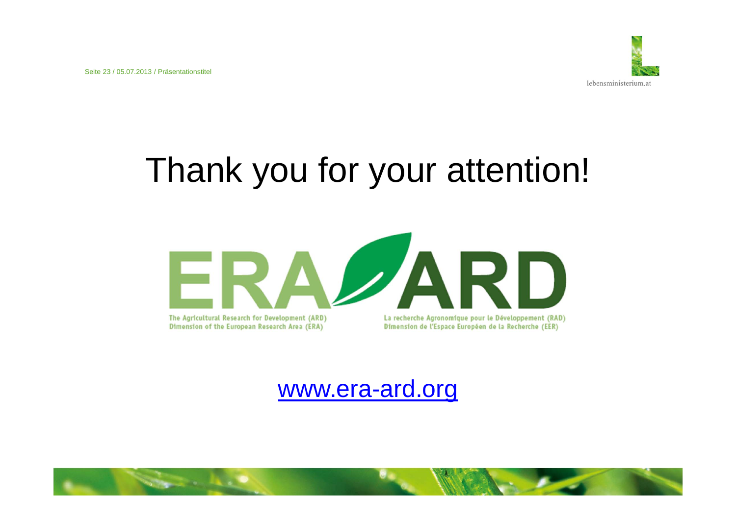# Thank you for your attention!

ERA ARD

The Agricultural Research for Development (ARD) Dimension of the European Research Area (ERA)

La recherche Agronomique pour le Développement (RAD) Dimension de l'Espace Européen de la Recherche (EER)

www.era-ard.org